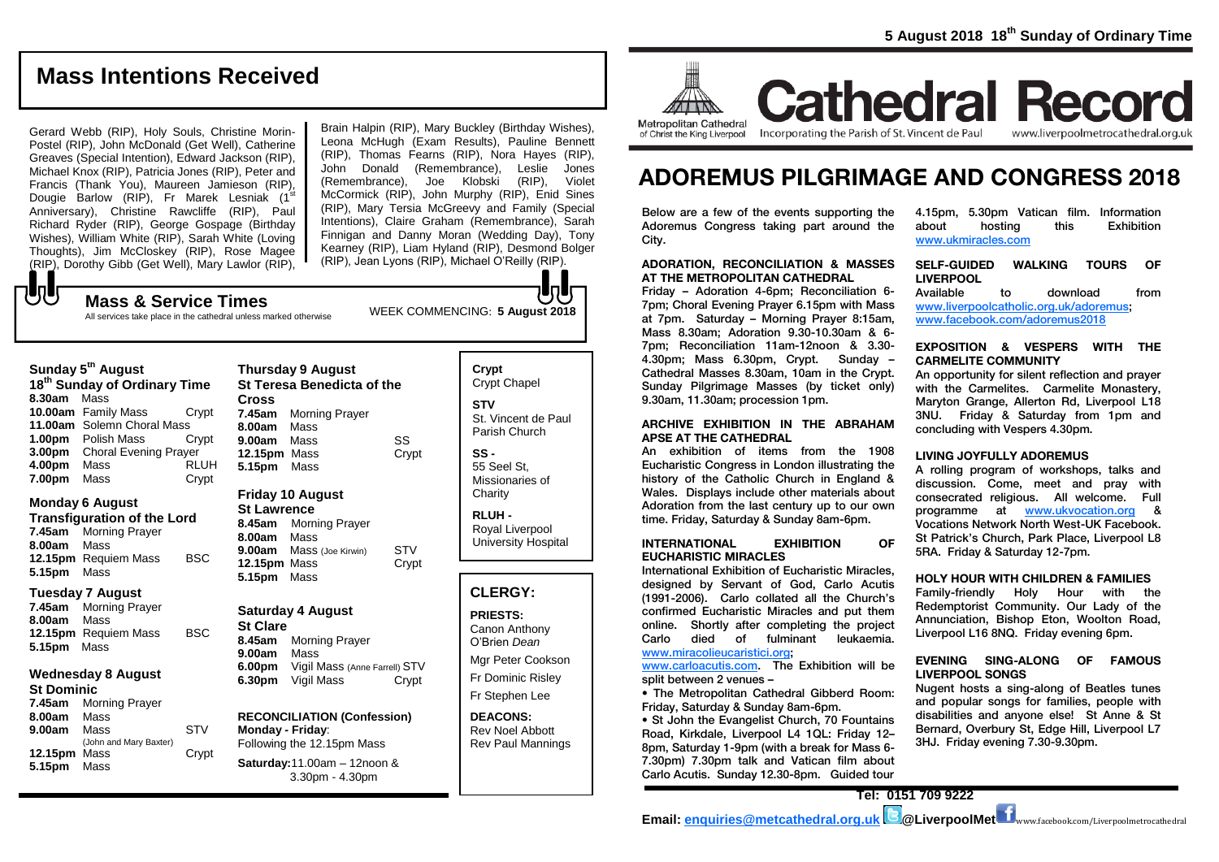# Mass Intentions Received

Gerard Webb (RIP), Holy Souls, Christine Morin-Postel (RIP), John McDonald (Get Well), Catherine Greaves (Special Intention), Edward Jackson (RIP), Michael Knox (RIP), Patricia Jones (RIP), Peter and Francis (Thank You), Maureen Jamieson (RIP), Dougie Barlow (RIP), Fr Marek Lesniak (1st Anniversary), Christine Rawcliffe (RIP), Paul Richard Ryder (RIP), George Gospage (Birthday Wishes), William White (RIP), Sarah White (Loving Thoughts), Jim McCloskey (RIP), Rose Magee (RIP), Dorothy Gibb (Get Well), Mary Lawlor (RIP), Brain Halpin (RIP), Mary Buckley (Birthday Wishes), Leona McHugh (Exam Results), Pauline Bennett (RIP), Thomas Fearns (RIP), Nora Hayes (RIP), John Donald (Remembrance), Leslie Jones (Remembrance), Joe Klobski (RIP), Violet McCormick (RIP), John Murphy (RIP), Enid Sines (RIP), Mary Tersia McGreevy and Family (Special Intentions), Claire Graham (Remembrance), Sarah Finnigan and Danny Moran (Wedding Day), Tony Kearney (RIP), Liam Hyland (RIP), Desmond Bolger (RIP), Jean Lyons (RIP), Michael O'Reilly (RIP).

## Mass & Service Times

All services take place in the cathedral unless marked otherwise

WEEK COMMENCING: **5 August 2018**

### Sunday 5th August
**18th Sunday of Ordinary Time**

| | | |
|---|---|---|
| **8.30am** | Mass | |
| **10.00am** | Family Mass | Crypt |
| **11.00am** | Solemn Choral Mass | |
| **1.00pm** | Polish Mass | Crypt |
| **3.00pm** | Choral Evening Prayer | |
| **4.00pm** | Mass | RLUH |
| **7.00pm** | Mass | Crypt |

### Monday 6 August
**Transfiguration of the Lord**

| | | |
|---|---|---|
| **7.45am** | Morning Prayer | |
| **8.00am** | Mass | |
| **12.15pm** | Requiem Mass | BSC |
| **5.15pm** | Mass | |

### Tuesday 7 August

| | | |
|---|---|---|
| **7.45am** | Morning Prayer | |
| **8.00am** | Mass | |
| **12.15pm** | Requiem Mass | BSC |
| **5.15pm** | Mass | |

### Wednesday 8 August
**St Dominic**

| | | |
|---|---|---|
| **7.45am** | Morning Prayer | |
| **8.00am** | Mass | |
| **9.00am** | Mass (John and Mary Baxter) | STV |
| **12.15pm** | Mass | Crypt |
| **5.15pm** | Mass | |

### Thursday 9 August
**St Teresa Benedicta of the Cross**

| | | |
|---|---|---|
| **7.45am** | Morning Prayer | |
| **8.00am** | Mass | |
| **9.00am** | Mass | SS |
| **12.15pm** | Mass | Crypt |
| **5.15pm** | Mass | |

### Friday 10 August
**St Lawrence**

| | | |
|---|---|---|
| **8.45am** | Morning Prayer | |
| **8.00am** | Mass | |
| **9.00am** | Mass (Joe Kirwin) | STV |
| **12.15pm** | Mass | Crypt |
| **5.15pm** | Mass | |

### Saturday 4 August
**St Clare**

| | | |
|---|---|---|
| **8.45am** | Morning Prayer | |
| **9.00am** | Mass | |
| **6.00pm** | Vigil Mass (Anne Farrell) | STV |
| **6.30pm** | Vigil Mass | Crypt |

**RECONCILIATION (Confession)**
**Monday - Friday**: Following the 12.15pm Mass
**Saturday:** 11.00am – 12noon & 3.30pm - 4.30pm

**Crypt** Crypt Chapel
**STV** St. Vincent de Paul Parish Church
**SS -** 55 Seel St, Missionaries of Charity
**RLUH -** Royal Liverpool University Hospital

## CLERGY:

**PRIESTS:**
Canon Anthony O'Brien *Dean*
Mgr Peter Cookson
Fr Dominic Risley
Fr Stephen Lee

**DEACONS:**
Rev Noel Abbott
Rev Paul Mannings

**5 August 2018 18th Sunday of Ordinary Time**

Metropolitan Cathedral of Christ the King Liverpool

# Cathedral Record

Incorporating the Parish of St. Vincent de Paul www.liverpoolmetrocathedral.org.uk

# ADOREMUS PILGRIMAGE AND CONGRESS 2018

Below are a few of the events supporting the Adoremus Congress taking part around the City.

**ADORATION, RECONCILIATION & MASSES AT THE METROPOLITAN CATHEDRAL**

Friday – Adoration 4-6pm; Reconciliation 6-7pm; Choral Evening Prayer 6.15pm with Mass at 7pm. Saturday – Morning Prayer 8:15am, Mass 8.30am; Adoration 9.30-10.30am & 6-7pm; Reconciliation 11am-12noon & 3.30-4.30pm; Mass 6.30pm, Crypt. Sunday – Cathedral Masses 8.30am, 10am in the Crypt. Sunday Pilgrimage Masses (by ticket only) 9.30am, 11.30am; procession 1pm.

**ARCHIVE EXHIBITION IN THE ABRAHAM APSE AT THE CATHEDRAL**

An exhibition of items from the 1908 Eucharistic Congress in London illustrating the history of the Catholic Church in England & Wales. Displays include other materials about Adoration from the last century up to our own time. Friday, Saturday & Sunday 8am-6pm.

**INTERNATIONAL EXHIBITION OF EUCHARISTIC MIRACLES**

International Exhibition of Eucharistic Miracles, designed by Servant of God, Carlo Acutis (1991-2006). Carlo collated all the Church's confirmed Eucharistic Miracles and put them online. Shortly after completing the project Carlo died of fulminant leukaemia. www.miracolieucaristici.org; www.carloacutis.com. The Exhibition will be split between 2 venues –

• The Metropolitan Cathedral Gibberd Room: Friday, Saturday & Sunday 8am-6pm.

• St John the Evangelist Church, 70 Fountains Road, Kirkdale, Liverpool L4 1QL: Friday 12–8pm, Saturday 1-9pm (with a break for Mass 6-7.30pm) 7.30pm talk and Vatican film about Carlo Acutis. Sunday 12.30-8pm. Guided tour 4.15pm, 5.30pm Vatican film. Information about hosting this Exhibition www.ukmiracles.com

**SELF-GUIDED WALKING TOURS OF LIVERPOOL**

Available to download from www.liverpoolcatholic.org.uk/adoremus; www.facebook.com/adoremus2018

**EXPOSITION & VESPERS WITH THE CARMELITE COMMUNITY**

An opportunity for silent reflection and prayer with the Carmelites. Carmelite Monastery, Maryton Grange, Allerton Rd, Liverpool L18 3NU. Friday & Saturday from 1pm and concluding with Vespers 4.30pm.

**LIVING JOYFULLY ADOREMUS**

A rolling program of workshops, talks and discussion. Come, meet and pray with consecrated religious. All welcome. Full programme at www.ukvocation.org & Vocations Network North West-UK Facebook. St Patrick's Church, Park Place, Liverpool L8 5RA. Friday & Saturday 12-7pm.

**HOLY HOUR WITH CHILDREN & FAMILIES**

Family-friendly Holy Hour with the Redemptorist Community. Our Lady of the Annunciation, Bishop Eton, Woolton Road, Liverpool L16 8NQ. Friday evening 6pm.

**EVENING SING-ALONG OF FAMOUS LIVERPOOL SONGS**

Nugent hosts a sing-along of Beatles tunes and popular songs for families, people with disabilities and anyone else! St Anne & St Bernard, Overbury St, Edge Hill, Liverpool L7 3HJ. Friday evening 7.30-9.30pm.

**Tel: 0151 709 9222**

**Email: enquiries@metcathedral.org.uk @LiverpoolMet** www.facebook.com/Liverpoolmetrocathedral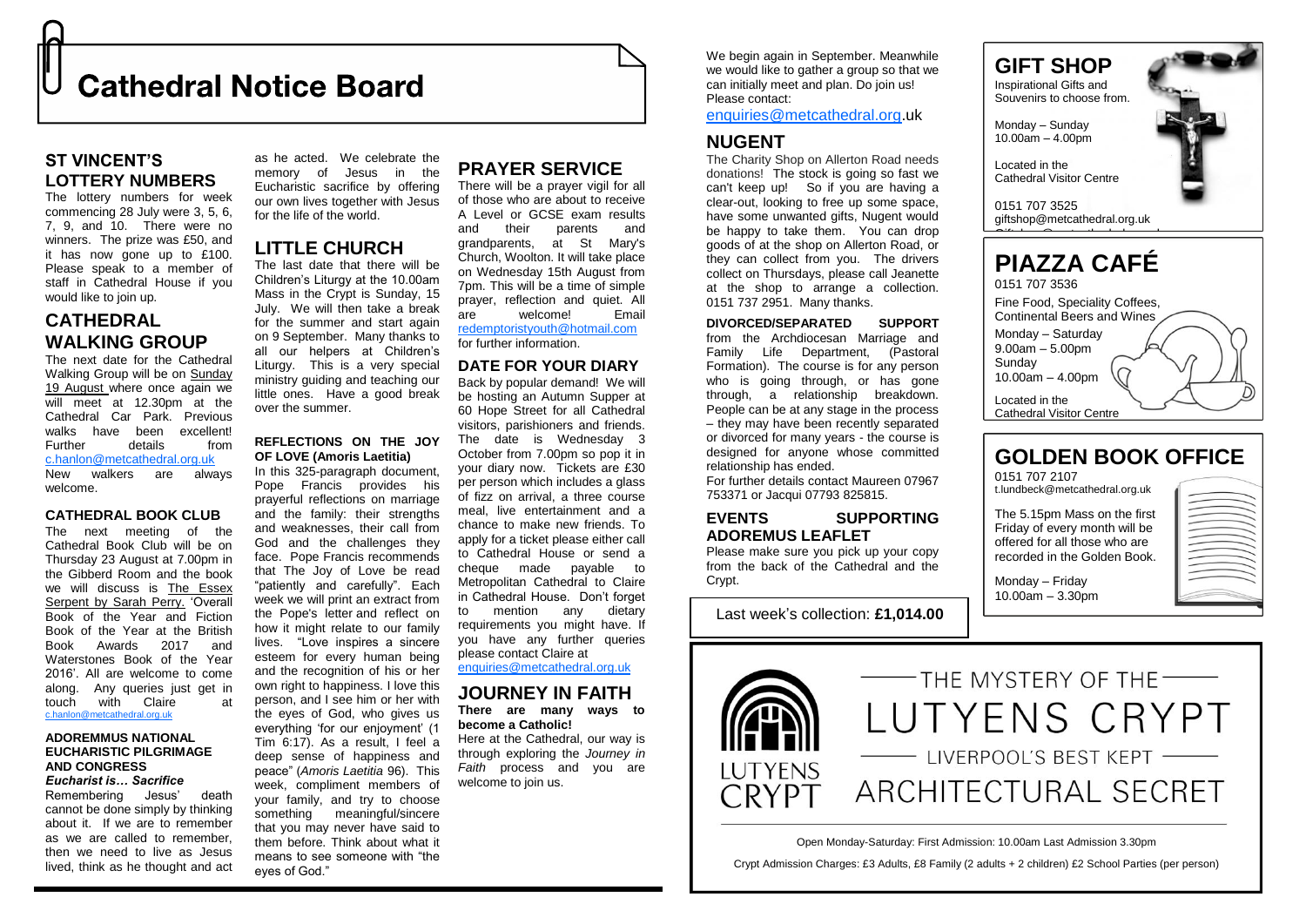# Cathedral Notice Board

## ST VINCENT'S LOTTERY NUMBERS

The lottery numbers for week commencing 28 July were 3, 5, 6, 7, 9, and 10. There were no winners. The prize was £50, and it has now gone up to £100. Please speak to a member of staff in Cathedral House if you would like to join up.

## CATHEDRAL WALKING GROUP

The next date for the Cathedral Walking Group will be on Sunday 19 August where once again we will meet at 12.30pm at the Cathedral Car Park. Previous walks have been excellent! Further details from c.hanlon@metcathedral.org.uk

New walkers are always welcome.

### CATHEDRAL BOOK CLUB

The next meeting of the Cathedral Book Club will be on Thursday 23 August at 7.00pm in the Gibberd Room and the book we will discuss is The Essex Serpent by Sarah Perry. 'Overall Book of the Year and Fiction Book of the Year at the British Book Awards 2017 and Waterstones Book of the Year 2016'. All are welcome to come along. Any queries just get in touch with Claire at c.hanlon@metcathedral.org.uk

#### ADOREMMUS NATIONAL EUCHARISTIC PILGRIMAGE AND CONGRESS

***Eucharist is… Sacrifice***

Remembering Jesus' death cannot be done simply by thinking about it. If we are to remember as we are called to remember, then we need to live as Jesus lived, think as he thought and act as he acted. We celebrate the memory of Jesus in the Eucharistic sacrifice by offering our own lives together with Jesus for the life of the world.

## LITTLE CHURCH

The last date that there will be Children's Liturgy at the 10.00am Mass in the Crypt is Sunday, 15 July. We will then take a break for the summer and start again on 9 September. Many thanks to all our helpers at Children's Liturgy. This is a very special ministry guiding and teaching our little ones. Have a good break over the summer.

#### REFLECTIONS ON THE JOY OF LOVE (Amoris Laetitia)

In this 325-paragraph document, Pope Francis provides his prayerful reflections on marriage and the family: their strengths and weaknesses, their call from God and the challenges they face. Pope Francis recommends that The Joy of Love be read "patiently and carefully". Each week we will print an extract from the Pope's letter and reflect on how it might relate to our family lives. "Love inspires a sincere esteem for every human being and the recognition of his or her own right to happiness. I love this person, and I see him or her with the eyes of God, who gives us everything 'for our enjoyment' (1 Tim 6:17). As a result, I feel a deep sense of happiness and peace" (*Amoris Laetitia* 96). This week, compliment members of your family, and try to choose something meaningful/sincere that you may never have said to them before. Think about what it means to see someone with "the eyes of God."

## PRAYER SERVICE

There will be a prayer vigil for all of those who are about to receive A Level or GCSE exam results and their parents and grandparents, at St Mary's Church, Woolton. It will take place on Wednesday 15th August from 7pm. This will be a time of simple prayer, reflection and quiet. All are welcome! Email redemptoristyouth@hotmail.com for further information.

### DATE FOR YOUR DIARY

Back by popular demand! We will be hosting an Autumn Supper at 60 Hope Street for all Cathedral visitors, parishioners and friends. The date is Wednesday 3 October from 7.00pm so pop it in your diary now. Tickets are £30 per person which includes a glass of fizz on arrival, a three course meal, live entertainment and a chance to make new friends. To apply for a ticket please either call to Cathedral House or send a cheque made payable to Metropolitan Cathedral to Claire in Cathedral House. Don't forget to mention any dietary requirements you might have. If you have any further queries please contact Claire at enquiries@metcathedral.org.uk

## JOURNEY IN FAITH

**There are many ways to become a Catholic!**

Here at the Cathedral, our way is through exploring the *Journey in Faith* process and you are welcome to join us.

We begin again in September. Meanwhile we would like to gather a group so that we can initially meet and plan. Do join us! Please contact:

enquiries@metcathedral.org.uk

## NUGENT

The Charity Shop on Allerton Road needs donations! The stock is going so fast we can't keep up! So if you are having a clear-out, looking to free up some space, have some unwanted gifts, Nugent would be happy to take them. You can drop goods of at the shop on Allerton Road, or they can collect from you. The drivers collect on Thursdays, please call Jeanette at the shop to arrange a collection. 0151 737 2951. Many thanks.

**DIVORCED/SEPARATED SUPPORT** from the Archdiocesan Marriage and Family Life Department, (Pastoral Formation). The course is for any person who is going through, or has gone through, a relationship breakdown. People can be at any stage in the process – they may have been recently separated or divorced for many years - the course is designed for anyone whose committed relationship has ended.

For further details contact Maureen 07967 753371 or Jacqui 07793 825815.

### EVENTS SUPPORTING ADOREMUS LEAFLET

Please make sure you pick up your copy from the back of the Cathedral and the Crypt.

Last week's collection: **£1,014.00**

## GIFT SHOP

Inspirational Gifts and Souvenirs to choose from.

Monday – Sunday
10.00am – 4.00pm

Located in the Cathedral Visitor Centre

0151 707 3525
giftshop@metcathedral.org.uk

## PIAZZA CAFÉ

0151 707 3536

Fine Food, Speciality Coffees, Continental Beers and Wines

Monday – Saturday
9.00am – 5.00pm
Sunday
10.00am – 4.00pm

Located in the Cathedral Visitor Centre

## GOLDEN BOOK OFFICE

0151 707 2107
t.lundbeck@metcathedral.org.uk

The 5.15pm Mass on the first Friday of every month will be offered for all those who are recorded in the Golden Book.

Monday – Friday
10.00am – 3.30pm

LUTYENS CRYPT

THE MYSTERY OF THE LUTYENS CRYPT

LIVERPOOL'S BEST KEPT ARCHITECTURAL SECRET

Open Monday-Saturday: First Admission: 10.00am Last Admission 3.30pm

Crypt Admission Charges: £3 Adults, £8 Family (2 adults + 2 children) £2 School Parties (per person)